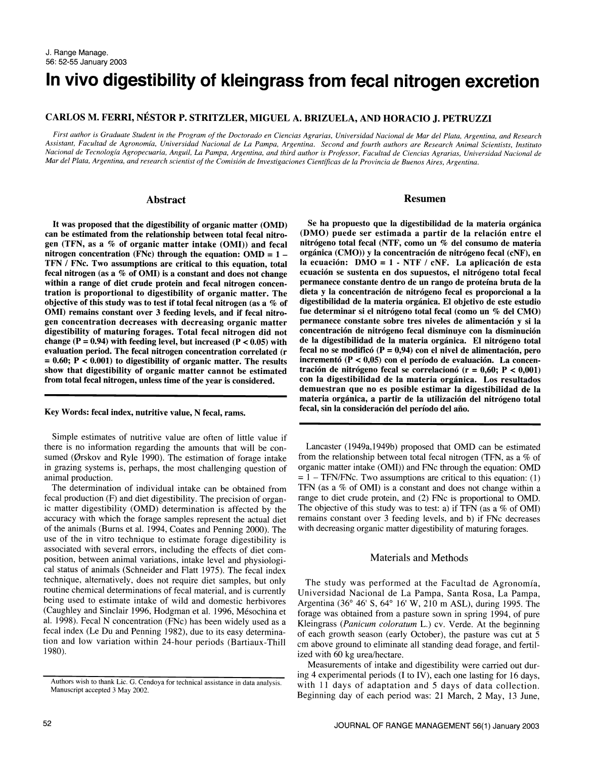# In vivo digestibility of kleingrass from fecal nitrogen excretion

**CARLOS M. FERRI, NÉSTOR P. STRITZLER, MIGUEL A. BRIZUELA, AND HORACIO J. PETRUZZI**

*First author is Graduate Student in the Program of the Doctorado en Ciencias Agrarias, Universidad Nacional de Mar del Plata, Argentina, and Research Assistant, Facultad de Agronomía, Universidad Nacional de La Pampa, Argentina. Second and fourth authors are Research Animal Scientists, Instituto Nacional de Tecnología Agropecuaria, Anguil, La Pampa, Argentina, and third author is Professor, Facultad de Ciencias Agrarias, Universidad Nacional de Mar del Plata, Argentina, and research scientist of the Comisión de Investigaciones Científicas de la Provincia de Buenos Aires, Argentina.*

## Abstract

**It was proposed that the digestibility of organic matter (OMD) can be estimated from the relationship between total fecal nitrogen (TFN, as a % of organic matter intake (OMI)) and fecal nitrogen concentration (FNc) through the equation: OMD = 1 – TFN / FNc. Two assumptions are critical to this equation, total fecal nitrogen (as a % of OMI) is a constant and does not change within a range of diet crude protein and fecal nitrogen concentration is proportional to digestibility of organic matter. The objective of this study was to test if total fecal nitrogen (as a % of OMI) remains constant over 3 feeding levels, and if fecal nitrogen concentration decreases with decreasing organic matter digestibility of maturing forages. Total fecal nitrogen did not change ($P = 0.94$) with feeding level, but increased ($P < 0.05$) with evaluation period. The fecal nitrogen concentration correlated ($r = 0.60$; $P < 0.001$) to digestibility of organic matter. The results show that digestibility of organic matter cannot be estimated from total fecal nitrogen, unless time of the year is considered.**

**Key Words: fecal index, nutritive value, N fecal, rams.**

## Resumen

**Se ha propuesto que la digestibilidad de la materia orgánica (DMO) puede ser estimada a partir de la relación entre el nitrógeno total fecal (NTF, como un % del consumo de materia orgánica (CMO)) y la concentración de nitrógeno fecal (cNF), en la ecuación: DMO = 1 - NTF / cNF. La aplicación de esta ecuación se sustenta en dos supuestos, el nitrógeno total fecal permanece constante dentro de un rango de proteína bruta de la dieta y la concentración de nitrógeno fecal es proporcional a la digestibilidad de la materia orgánica. El objetivo de este estudio fue determinar si el nitrógeno total fecal (como un % del CMO) permanece constante sobre tres niveles de alimentación y si la concentración de nitrógeno fecal disminuye con la disminución de la digestibilidad de la materia orgánica. El nitrógeno total fecal no se modificó ($P = 0,94$) con el nivel de alimentación, pero incrementó ($P < 0,05$) con el período de evaluación. La concentración de nitrógeno fecal se correlacionó ($r = 0,60$; $P < 0,001$) con la digestibilidad de la materia orgánica. Los resultados demuestran que no es posible estimar la digestibilidad de la materia orgánica, a partir de la utilización del nitrógeno total fecal, sin la consideración del período del año.**

Simple estimates of nutritive value are often of little value if there is no information regarding the amounts that will be consumed (Ørskov and Ryle 1990). The estimation of forage intake in grazing systems is, perhaps, the most challenging question of animal production.

The determination of individual intake can be obtained from fecal production (F) and diet digestibility. The precision of organic matter digestibility (OMD) determination is affected by the accuracy with which the forage samples represent the actual diet of the animals (Burns et al. 1994, Coates and Penning 2000). The use of the in vitro technique to estimate forage digestibility is associated with several errors, including the effects of diet composition, between animal variations, intake level and physiological status of animals (Schneider and Flatt 1975). The fecal index technique, alternatively, does not require diet samples, but only routine chemical determinations of fecal material, and is currently being used to estimate intake of wild and domestic herbivores (Caughley and Sinclair 1996, Hodgman et al. 1996, Mésochina et al. 1998). Fecal N concentration (FNc) has been widely used as a fecal index (Le Du and Penning 1982), due to its easy determination and low variation within 24-hour periods (Bartiaux-Thill 1980).

Lancaster (1949a,1949b) proposed that OMD can be estimated from the relationship between total fecal nitrogen (TFN, as a % of organic matter intake (OMI)) and FNc through the equation: OMD = 1 – TFN/FNc. Two assumptions are critical to this equation: (1) TFN (as a % of OMI) is a constant and does not change within a range to diet crude protein, and (2) FNc is proportional to OMD. The objective of this study was to test: a) if TFN (as a % of OMI) remains constant over 3 feeding levels, and b) if FNc decreases with decreasing organic matter digestibility of maturing forages.

## Materials and Methods

The study was performed at the Facultad de Agronomía, Universidad Nacional de La Pampa, Santa Rosa, La Pampa, Argentina (36° 46' S, 64° 16' W, 210 m ASL), during 1995. The forage was obtained from a pasture sown in spring 1994, of pure Kleingrass (*Panicum coloratum* L.) cv. Verde. At the beginning of each growth season (early October), the pasture was cut at 5 cm above ground to eliminate all standing dead forage, and fertilized with 60 kg urea/hectare.

Measurements of intake and digestibility were carried out during 4 experimental periods (I to IV), each one lasting for 16 days, with 11 days of adaptation and 5 days of data collection. Beginning day of each period was: 21 March, 2 May, 13 June,

Authors wish to thank Lic. G. Cendoya for technical assistance in data analysis.
Manuscript accepted 3 May 2002.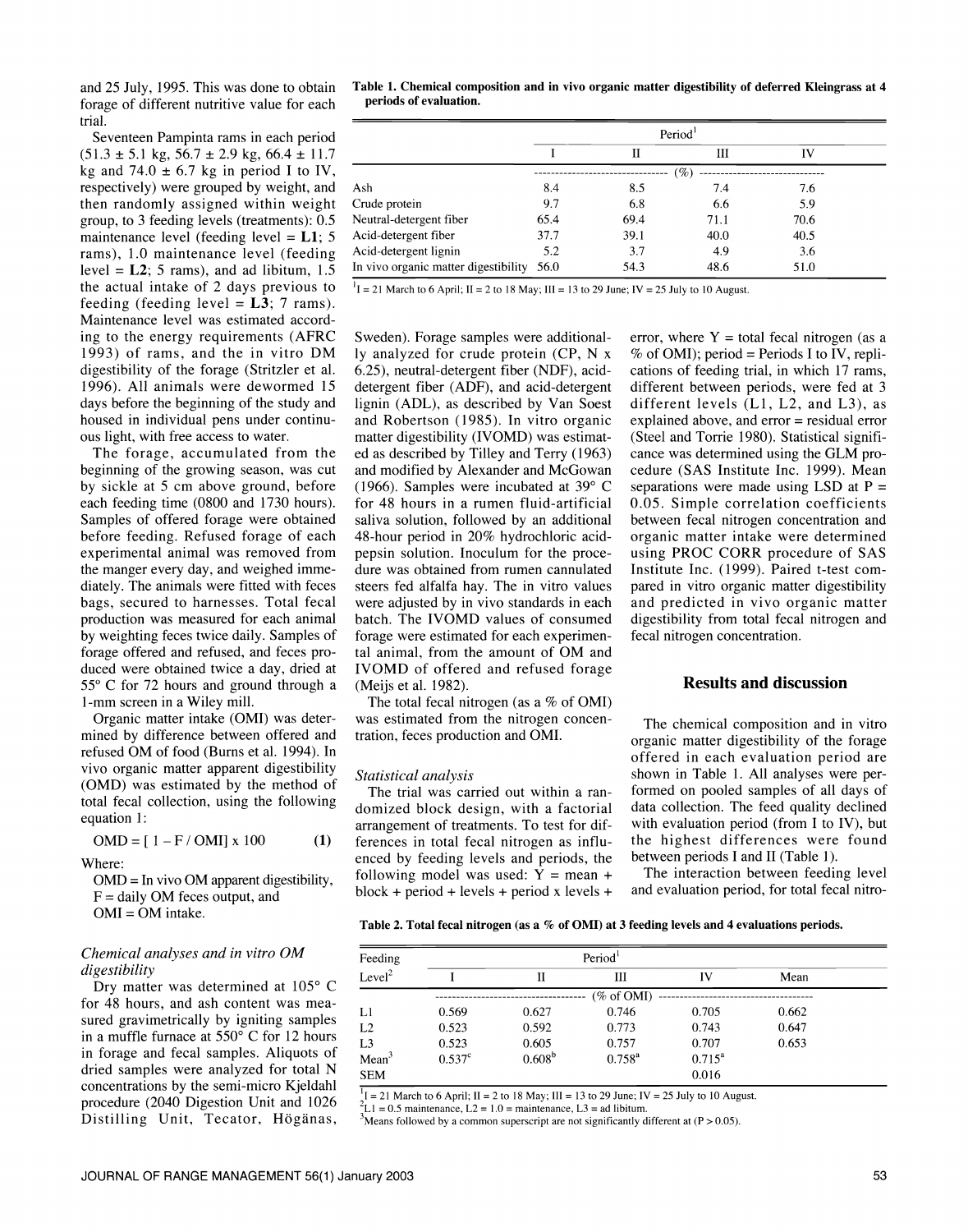and 25 July, 1995. This was done to obtain forage of different nutritive value for each trial.

Seventeen Pampinta rams in each period (51.3 ± 5.1 kg, 56.7 ± 2.9 kg, 66.4 ± 11.7 kg and 74.0 ± 6.7 kg in period I to IV, respectively) were grouped by weight, and then randomly assigned within weight group, to 3 feeding levels (treatments): 0.5 maintenance level (feeding level = **L1**; 5 rams), 1.0 maintenance level (feeding level = **L2**; 5 rams), and ad libitum, 1.5 the actual intake of 2 days previous to feeding (feeding level = **L3**; 7 rams). Maintenance level was estimated according to the energy requirements (AFRC 1993) of rams, and the in vitro DM digestibility of the forage (Stritzler et al. 1996). All animals were dewormed 15 days before the beginning of the study and housed in individual pens under continuous light, with free access to water.

The forage, accumulated from the beginning of the growing season, was cut by sickle at 5 cm above ground, before each feeding time (0800 and 1730 hours). Samples of offered forage were obtained before feeding. Refused forage of each experimental animal was removed from the manger every day, and weighed immediately. The animals were fitted with feces bags, secured to harnesses. Total fecal production was measured for each animal by weighting feces twice daily. Samples of forage offered and refused, and feces produced were obtained twice a day, dried at 55° C for 72 hours and ground through a 1-mm screen in a Wiley mill.

Organic matter intake (OMI) was determined by difference between offered and refused OM of food (Burns et al. 1994). In vivo organic matter apparent digestibility (OMD) was estimated by the method of total fecal collection, using the following equation 1:

$$OMD = [\,1 - F / OMI\,] \times 100 \qquad \textbf{(1)}$$

Where:

OMD = In vivo OM apparent digestibility,
F = daily OM feces output, and
OMI = OM intake.

### *Chemical analyses and in vitro OM digestibility*

Dry matter was determined at 105° C for 48 hours, and ash content was measured gravimetrically by igniting samples in a muffle furnace at 550° C for 12 hours in forage and fecal samples. Aliquots of dried samples were analyzed for total N concentrations by the semi-micro Kjeldahl procedure (2040 Digestion Unit and 1026 Distilling Unit, Tecator, Höganäs, Sweden). Forage samples were additionally analyzed for crude protein (CP, N x 6.25), neutral-detergent fiber (NDF), acid-detergent fiber (ADF), and acid-detergent lignin (ADL), as described by Van Soest and Robertson (1985). In vitro organic matter digestibility (IVOMD) was estimated as described by Tilley and Terry (1963) and modified by Alexander and McGowan (1966). Samples were incubated at 39° C for 48 hours in a rumen fluid-artificial saliva solution, followed by an additional 48-hour period in 20% hydrochloric acid-pepsin solution. Inoculum for the procedure was obtained from rumen cannulated steers fed alfalfa hay. The in vitro values were adjusted by in vivo standards in each batch. The IVOMD values of consumed forage were estimated for each experimental animal, from the amount of OM and IVOMD of offered and refused forage (Meijs et al. 1982).

The total fecal nitrogen (as a % of OMI) was estimated from the nitrogen concentration, feces production and OMI.

### *Statistical analysis*

The trial was carried out within a randomized block design, with a factorial arrangement of treatments. To test for differences in total fecal nitrogen as influenced by feeding levels and periods, the following model was used: Y = mean + block + period + levels + period x levels + error, where Y = total fecal nitrogen (as a % of OMI); period = Periods I to IV, replications of feeding trial, in which 17 rams, different between periods, were fed at 3 different levels (L1, L2, and L3), as explained above, and error = residual error (Steel and Torrie 1980). Statistical significance was determined using the GLM procedure (SAS Institute Inc. 1999). Mean separations were made using LSD at P = 0.05. Simple correlation coefficients between fecal nitrogen concentration and organic matter intake were determined using PROC CORR procedure of SAS Institute Inc. (1999). Paired t-test compared in vitro organic matter digestibility and predicted in vivo organic matter digestibility from total fecal nitrogen and fecal nitrogen concentration.

**Table 1. Chemical composition and in vivo organic matter digestibility of deferred Kleingrass at 4 periods of evaluation.**

| | Period[1] | | | |
|---|---|---|---|---|
| | I | II | III | IV |
| | (%) | | | |
| Ash | 8.4 | 8.5 | 7.4 | 7.6 |
| Crude protein | 9.7 | 6.8 | 6.6 | 5.9 |
| Neutral-detergent fiber | 65.4 | 69.4 | 71.1 | 70.6 |
| Acid-detergent fiber | 37.7 | 39.1 | 40.0 | 40.5 |
| Acid-detergent lignin | 5.2 | 3.7 | 4.9 | 3.6 |
| In vivo organic matter digestibility | 56.0 | 54.3 | 48.6 | 51.0 |

[1]I = 21 March to 6 April; II = 2 to 18 May; III = 13 to 29 June; IV = 25 July to 10 August.

## Results and discussion

The chemical composition and in vitro organic matter digestibility of the forage offered in each evaluation period are shown in Table 1. All analyses were performed on pooled samples of all days of data collection. The feed quality declined with evaluation period (from I to IV), but the highest differences were found between periods I and II (Table 1).

The interaction between feeding level and evaluation period, for total fecal nitro-

**Table 2. Total fecal nitrogen (as a % of OMI) at 3 feeding levels and 4 evaluations periods.**

| Feeding Level[2] | Period[1] | | | | |
|---|---|---|---|---|---|
| | I | II | III | IV | Mean |
| | (% of OMI) | | | | |
| L1 | 0.569 | 0.627 | 0.746 | 0.705 | 0.662 |
| L2 | 0.523 | 0.592 | 0.773 | 0.743 | 0.647 |
| L3 | 0.523 | 0.605 | 0.757 | 0.707 | 0.653 |
| Mean[3] | 0.537[c] | 0.608[b] | 0.758[a] | 0.715[a] | |
| SEM | | | | 0.016 | |

[1]I = 21 March to 6 April; II = 2 to 18 May; III = 13 to 29 June; IV = 25 July to 10 August.
[2]L1 = 0.5 maintenance, L2 = 1.0 = maintenance, L3 = ad libitum.
[3]Means followed by a common superscript are not significantly different at (P > 0.05).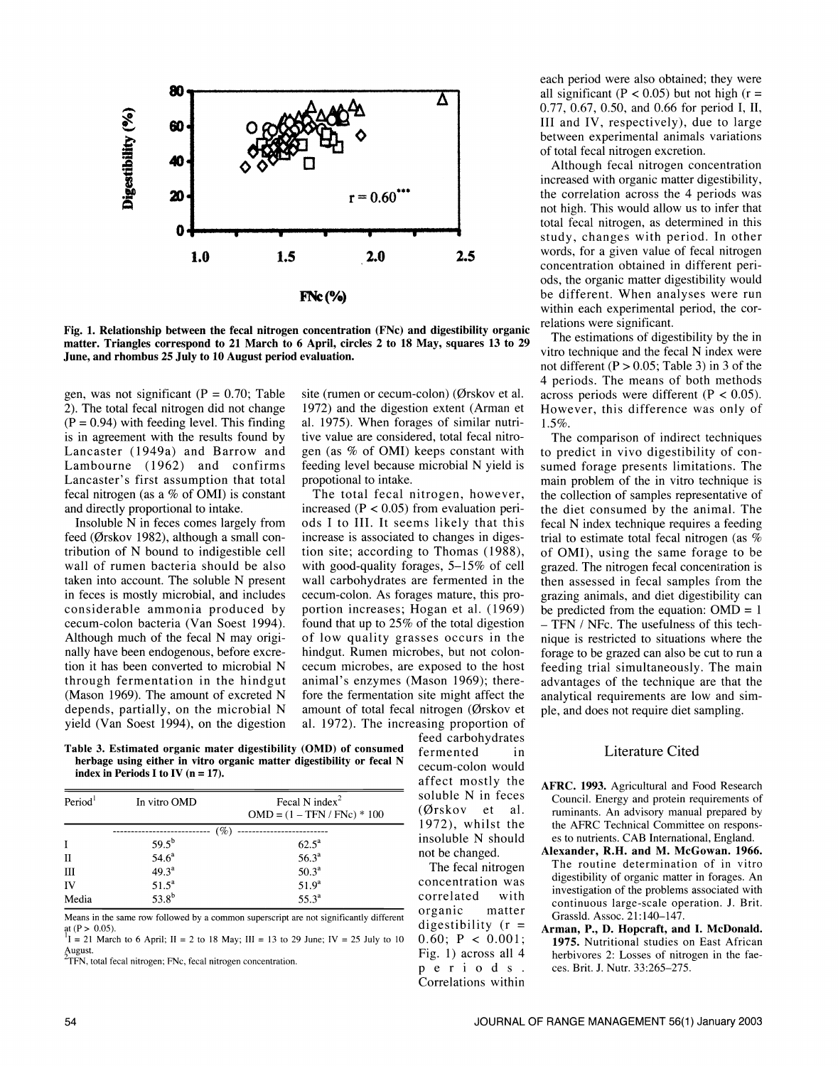Fig. 1. Relationship between the fecal nitrogen concentration (FNc) and digestibility organic matter. Triangles correspond to 21 March to 6 April, circles 2 to 18 May, squares 13 to 29 June, and rhombus 25 July to 10 August period evaluation.

gen, was not significant ($P = 0.70$; Table 2). The total fecal nitrogen did not change ($P = 0.94$) with feeding level. This finding is in agreement with the results found by Lancaster (1949a) and Barrow and Lambourne (1962) and confirms Lancaster's first assumption that total fecal nitrogen (as a % of OMI) is constant and directly proportional to intake.

Insoluble N in feces comes largely from feed (Ørskov 1982), although a small contribution of N bound to indigestible cell wall of rumen bacteria should be also taken into account. The soluble N present in feces is mostly microbial, and includes considerable ammonia produced by cecum-colon bacteria (Van Soest 1994). Although much of the fecal N may originally have been endogenous, before excretion it has been converted to microbial N through fermentation in the hindgut (Mason 1969). The amount of excreted N depends, partially, on the microbial N yield (Van Soest 1994), on the digestion site (rumen or cecum-colon) (Ørskov et al. 1972) and the digestion extent (Arman et al. 1975). When forages of similar nutritive value are considered, total fecal nitrogen (as % of OMI) keeps constant with feeding level because microbial N yield is propotional to intake.

The total fecal nitrogen, however, increased ($P < 0.05$) from evaluation periods I to III. It seems likely that this increase is associated to changes in digestion site; according to Thomas (1988), with good-quality forages, 5–15% of cell wall carbohydrates are fermented in the cecum-colon. As forages mature, this proportion increases; Hogan et al. (1969) found that up to 25% of the total digestion of low quality grasses occurs in the hindgut. Rumen microbes, but not colon-cecum microbes, are exposed to the host animal's enzymes (Mason 1969); therefore the fermentation site might affect the amount of total fecal nitrogen (Ørskov et al. 1972). The increasing proportion of feed carbohydrates fermented in cecum-colon would affect mostly the soluble N in feces (Ørskov et al. 1972), whilst the insoluble N should not be changed.

**Table 3. Estimated organic mater digestibility (OMD) of consumed herbage using either in vitro organic matter digestibility or fecal N index in Periods I to IV (n = 17).**

| Period[1] | In vitro OMD | Fecal N index[2] $OMD = (1 - TFN / FNc) * 100$ |
|---|---|---|
| | (%) | |
| I | 59.5[b] | 62.5[a] |
| II | 54.6[a] | 56.3[a] |
| III | 49.3[a] | 50.3[a] |
| IV | 51.5[a] | 51.9[a] |
| Media | 53.8[b] | 55.3[a] |

Means in the same row followed by a common superscript are not significantly different at ($P > 0.05$).
[1]I = 21 March to 6 April; II = 2 to 18 May; III = 13 to 29 June; IV = 25 July to 10 August.
[2]TFN, total fecal nitrogen; FNc, fecal nitrogen concentration.

The fecal nitrogen concentration was correlated with organic matter digestibility ($r = 0.60$; $P < 0.001$; Fig. 1) across all 4 periods. Correlations within each period were also obtained; they were all significant ($P < 0.05$) but not high ($r = 0.77$, 0.67, 0.50, and 0.66 for period I, II, III and IV, respectively), due to large between experimental animals variations of total fecal nitrogen excretion.

Although fecal nitrogen concentration increased with organic matter digestibility, the correlation across the 4 periods was not high. This would allow us to infer that total fecal nitrogen, as determined in this study, changes with period. In other words, for a given value of fecal nitrogen concentration obtained in different periods, the organic matter digestibility would be different. When analyses were run within each experimental period, the correlations were significant.

The estimations of digestibility by the in vitro technique and the fecal N index were not different ($P > 0.05$; Table 3) in 3 of the 4 periods. The means of both methods across periods were different ($P < 0.05$). However, this difference was only of 1.5%.

The comparison of indirect techniques to predict in vivo digestibility of consumed forage presents limitations. The main problem of the in vitro technique is the collection of samples representative of the diet consumed by the animal. The fecal N index technique requires a feeding trial to estimate total fecal nitrogen (as % of OMI), using the same forage to be grazed. The nitrogen fecal concentration is then assessed in fecal samples from the grazing animals, and diet digestibility can be predicted from the equation: $OMD = 1 - TFN / NFc$. The usefulness of this technique is restricted to situations where the forage to be grazed can also be cut to run a feeding trial simultaneously. The main advantages of the technique are that the analytical requirements are low and simple, and does not require diet sampling.

## Literature Cited

**AFRC. 1993.** Agricultural and Food Research Council. Energy and protein requirements of ruminants. An advisory manual prepared by the AFRC Technical Committee on responses to nutrients. CAB International, England.

**Alexander, R.H. and M. McGowan. 1966.** The routine determination of in vitro digestibility of organic matter in forages. An investigation of the problems associated with continuous large-scale operation. J. Brit. Grassld. Assoc. 21:140–147.

**Arman, P., D. Hopcraft, and I. McDonald. 1975.** Nutritional studies on East African herbivores 2: Losses of nitrogen in the faeces. Brit. J. Nutr. 33:265–275.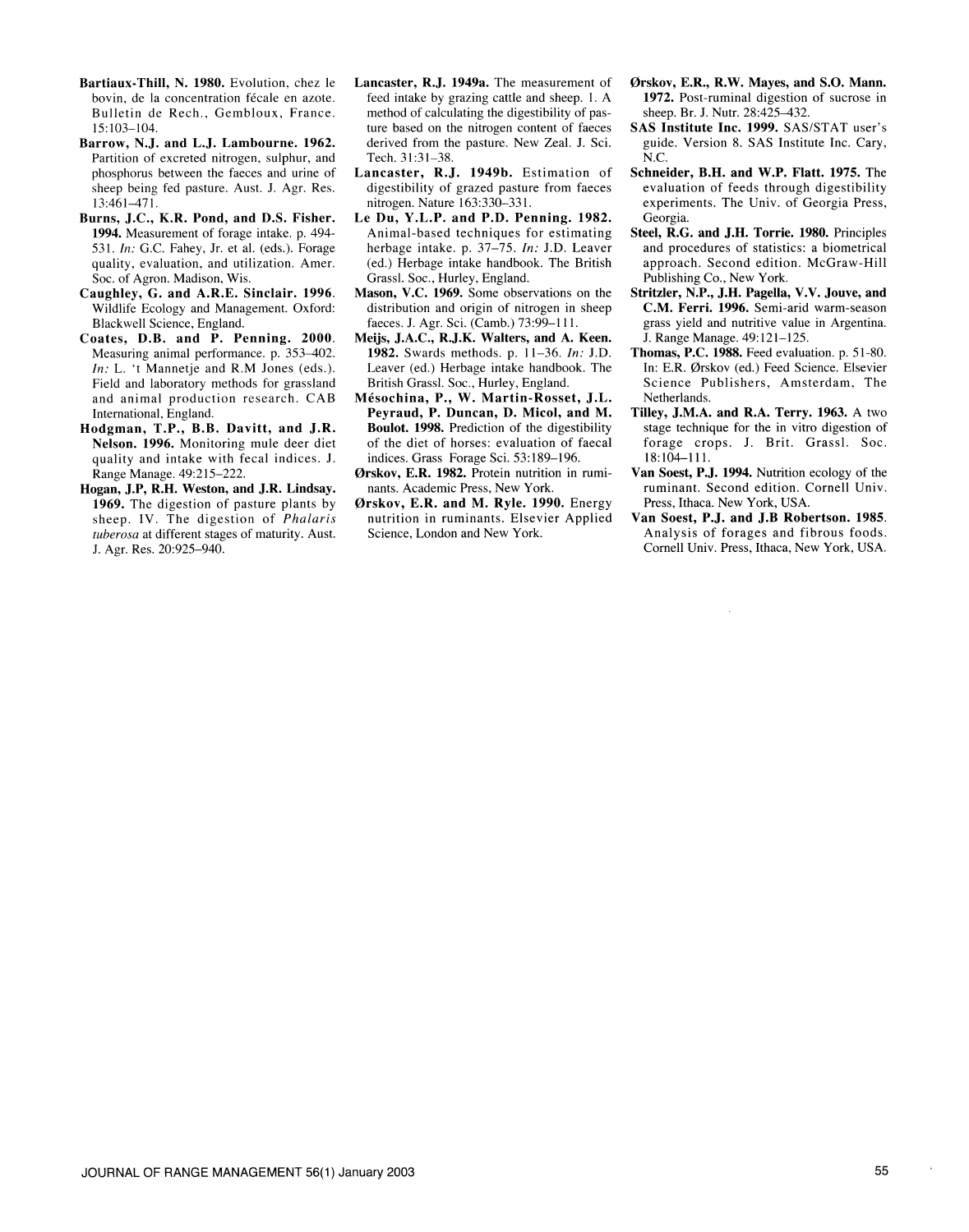**Bartiaux-Thill, N. 1980.** Evolution, chez le bovin, de la concentration fécale en azote. Bulletin de Rech., Gembloux, France. 15:103–104.

**Barrow, N.J. and L.J. Lambourne. 1962.** Partition of excreted nitrogen, sulphur, and phosphorus between the faeces and urine of sheep being fed pasture. Aust. J. Agr. Res. 13:461–471.

**Burns, J.C., K.R. Pond, and D.S. Fisher. 1994.** Measurement of forage intake. p. 494-531. *In:* G.C. Fahey, Jr. et al. (eds.). Forage quality, evaluation, and utilization. Amer. Soc. of Agron. Madison, Wis.

**Caughley, G. and A.R.E. Sinclair. 1996.** Wildlife Ecology and Management. Oxford: Blackwell Science, England.

**Coates, D.B. and P. Penning. 2000.** Measuring animal performance. p. 353–402. *In:* L. 't Mannetje and R.M Jones (eds.). Field and laboratory methods for grassland and animal production research. CAB International, England.

**Hodgman, T.P., B.B. Davitt, and J.R. Nelson. 1996.** Monitoring mule deer diet quality and intake with fecal indices. J. Range Manage. 49:215–222.

**Hogan, J.P, R.H. Weston, and J.R. Lindsay. 1969.** The digestion of pasture plants by sheep. IV. The digestion of *Phalaris tuberosa* at different stages of maturity. Aust. J. Agr. Res. 20:925–940.

**Lancaster, R.J. 1949a.** The measurement of feed intake by grazing cattle and sheep. 1. A method of calculating the digestibility of pasture based on the nitrogen content of faeces derived from the pasture. New Zeal. J. Sci. Tech. 31:31–38.

**Lancaster, R.J. 1949b.** Estimation of digestibility of grazed pasture from faeces nitrogen. Nature 163:330–331.

**Le Du, Y.L.P. and P.D. Penning. 1982.** Animal-based techniques for estimating herbage intake. p. 37–75. *In:* J.D. Leaver (ed.) Herbage intake handbook. The British Grassl. Soc., Hurley, England.

**Mason, V.C. 1969.** Some observations on the distribution and origin of nitrogen in sheep faeces. J. Agr. Sci. (Camb.) 73:99–111.

**Meijs, J.A.C., R.J.K. Walters, and A. Keen. 1982.** Swards methods. p. 11–36. *In:* J.D. Leaver (ed.) Herbage intake handbook. The British Grassl. Soc., Hurley, England.

**Mésochina, P., W. Martin-Rosset, J.L. Peyraud, P. Duncan, D. Micol, and M. Boulot. 1998.** Prediction of the digestibility of the diet of horses: evaluation of faecal indices. Grass Forage Sci. 53:189–196.

**Ørskov, E.R. 1982.** Protein nutrition in ruminants. Academic Press, New York.

**Ørskov, E.R. and M. Ryle. 1990.** Energy nutrition in ruminants. Elsevier Applied Science, London and New York.

**Ørskov, E.R., R.W. Mayes, and S.O. Mann. 1972.** Post-ruminal digestion of sucrose in sheep. Br. J. Nutr. 28:425–432.

**SAS Institute Inc. 1999.** SAS/STAT user's guide. Version 8. SAS Institute Inc. Cary, N.C.

**Schneider, B.H. and W.P. Flatt. 1975.** The evaluation of feeds through digestibility experiments. The Univ. of Georgia Press, Georgia.

**Steel, R.G. and J.H. Torrie. 1980.** Principles and procedures of statistics: a biometrical approach. Second edition. McGraw-Hill Publishing Co., New York.

**Stritzler, N.P., J.H. Pagella, V.V. Jouve, and C.M. Ferri. 1996.** Semi-arid warm-season grass yield and nutritive value in Argentina. J. Range Manage. 49:121–125.

**Thomas, P.C. 1988.** Feed evaluation. p. 51-80. In: E.R. Ørskov (ed.) Feed Science. Elsevier Science Publishers, Amsterdam, The Netherlands.

**Tilley, J.M.A. and R.A. Terry. 1963.** A two stage technique for the in vitro digestion of forage crops. J. Brit. Grassl. Soc. 18:104–111.

**Van Soest, P.J. 1994.** Nutrition ecology of the ruminant. Second edition. Cornell Univ. Press, Ithaca. New York, USA.

**Van Soest, P.J. and J.B Robertson. 1985.** Analysis of forages and fibrous foods. Cornell Univ. Press, Ithaca, New York, USA.